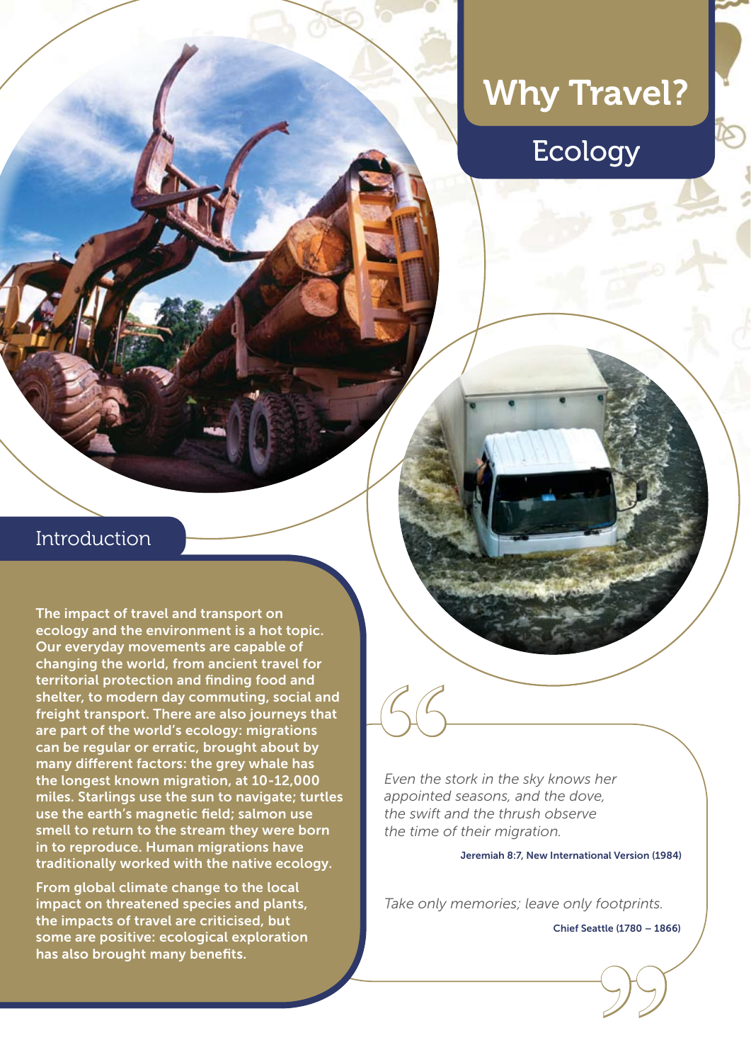# Why Travel?

## Ecology

### Introduction

**The impact of travel and transport on ecology and the environment is a hot topic. Our everyday movements are capable of changing the world, from ancient travel for territorial protection and finding food and shelter, to modern day commuting, social and freight transport. There are also journeys that are part of the world's ecology: migrations can be regular or erratic, brought about by many different factors: the grey whale has the longest known migration, at 10-12,000 miles. Starlings use the sun to navigate; turtles use the earth's magnetic field; salmon use smell to return to the stream they were born in to reproduce. Human migrations have traditionally worked with the native ecology.**

**From global climate change to the local impact on threatened species and plants, the impacts of travel are criticised, but some are positive: ecological exploration has also brought many benefits.**

> *Even the stork in the sky knows her appointed seasons, and the dove, the swift and the thrush observe the time of their migration.*
>
> Jeremiah 8:7, New International Version (1984)

> *Take only memories; leave only footprints.*
>
> Chief Seattle (1780 – 1866)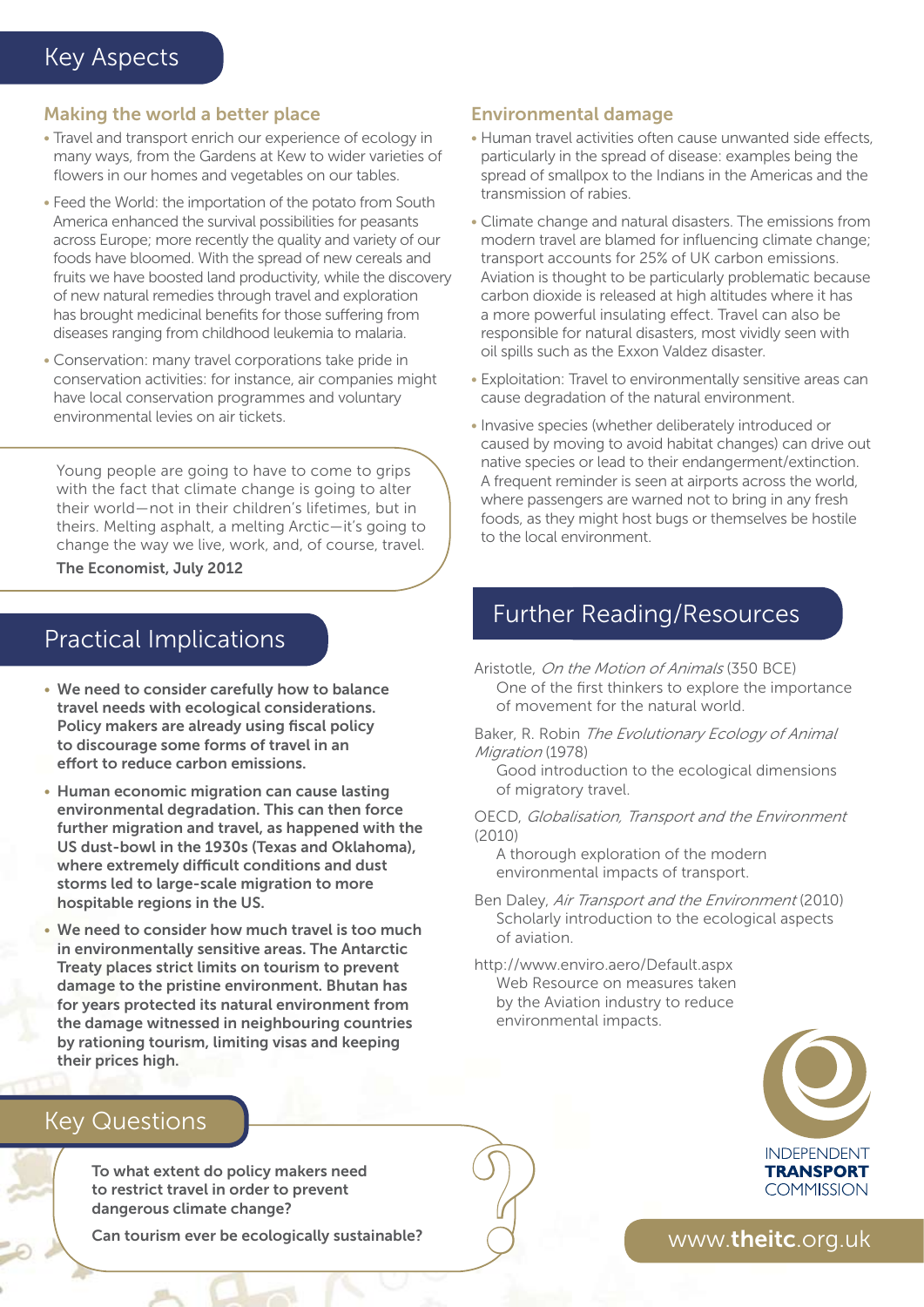## Key Aspects

### Making the world a better place

- Travel and transport enrich our experience of ecology in many ways, from the Gardens at Kew to wider varieties of flowers in our homes and vegetables on our tables.
- Feed the World: the importation of the potato from South America enhanced the survival possibilities for peasants across Europe; more recently the quality and variety of our foods have bloomed. With the spread of new cereals and fruits we have boosted land productivity, while the discovery of new natural remedies through travel and exploration has brought medicinal benefits for those suffering from diseases ranging from childhood leukemia to malaria.
- Conservation: many travel corporations take pride in conservation activities: for instance, air companies might have local conservation programmes and voluntary environmental levies on air tickets.

> Young people are going to have to come to grips with the fact that climate change is going to alter their world—not in their children's lifetimes, but in theirs. Melting asphalt, a melting Arctic—it's going to change the way we live, work, and, of course, travel.
>
> **The Economist, July 2012**

### Environmental damage

- Human travel activities often cause unwanted side effects, particularly in the spread of disease: examples being the spread of smallpox to the Indians in the Americas and the transmission of rabies.
- Climate change and natural disasters. The emissions from modern travel are blamed for influencing climate change; transport accounts for 25% of UK carbon emissions. Aviation is thought to be particularly problematic because carbon dioxide is released at high altitudes where it has a more powerful insulating effect. Travel can also be responsible for natural disasters, most vividly seen with oil spills such as the Exxon Valdez disaster.
- Exploitation: Travel to environmentally sensitive areas can cause degradation of the natural environment.
- Invasive species (whether deliberately introduced or caused by moving to avoid habitat changes) can drive out native species or lead to their endangerment/extinction. A frequent reminder is seen at airports across the world, where passengers are warned not to bring in any fresh foods, as they might host bugs or themselves be hostile to the local environment.

## Practical Implications

- **We need to consider carefully how to balance travel needs with ecological considerations. Policy makers are already using fiscal policy to discourage some forms of travel in an effort to reduce carbon emissions.**
- **Human economic migration can cause lasting environmental degradation. This can then force further migration and travel, as happened with the US dust-bowl in the 1930s (Texas and Oklahoma), where extremely difficult conditions and dust storms led to large-scale migration to more hospitable regions in the US.**
- **We need to consider how much travel is too much in environmentally sensitive areas. The Antarctic Treaty places strict limits on tourism to prevent damage to the pristine environment. Bhutan has for years protected its natural environment from the damage witnessed in neighbouring countries by rationing tourism, limiting visas and keeping their prices high.**

## Further Reading/Resources

Aristotle, *On the Motion of Animals* (350 BCE)
One of the first thinkers to explore the importance of movement for the natural world.

Baker, R. Robin *The Evolutionary Ecology of Animal Migration* (1978)
Good introduction to the ecological dimensions of migratory travel.

OECD, *Globalisation, Transport and the Environment* (2010)
A thorough exploration of the modern environmental impacts of transport.

Ben Daley, *Air Transport and the Environment* (2010)
Scholarly introduction to the ecological aspects of aviation.

http://www.enviro.aero/Default.aspx
Web Resource on measures taken by the Aviation industry to reduce environmental impacts.

## Key Questions

**To what extent do policy makers need to restrict travel in order to prevent dangerous climate change?**

**Can tourism ever be ecologically sustainable?**

INDEPENDENT **TRANSPORT** COMMISSION

www.**theitc**.org.uk